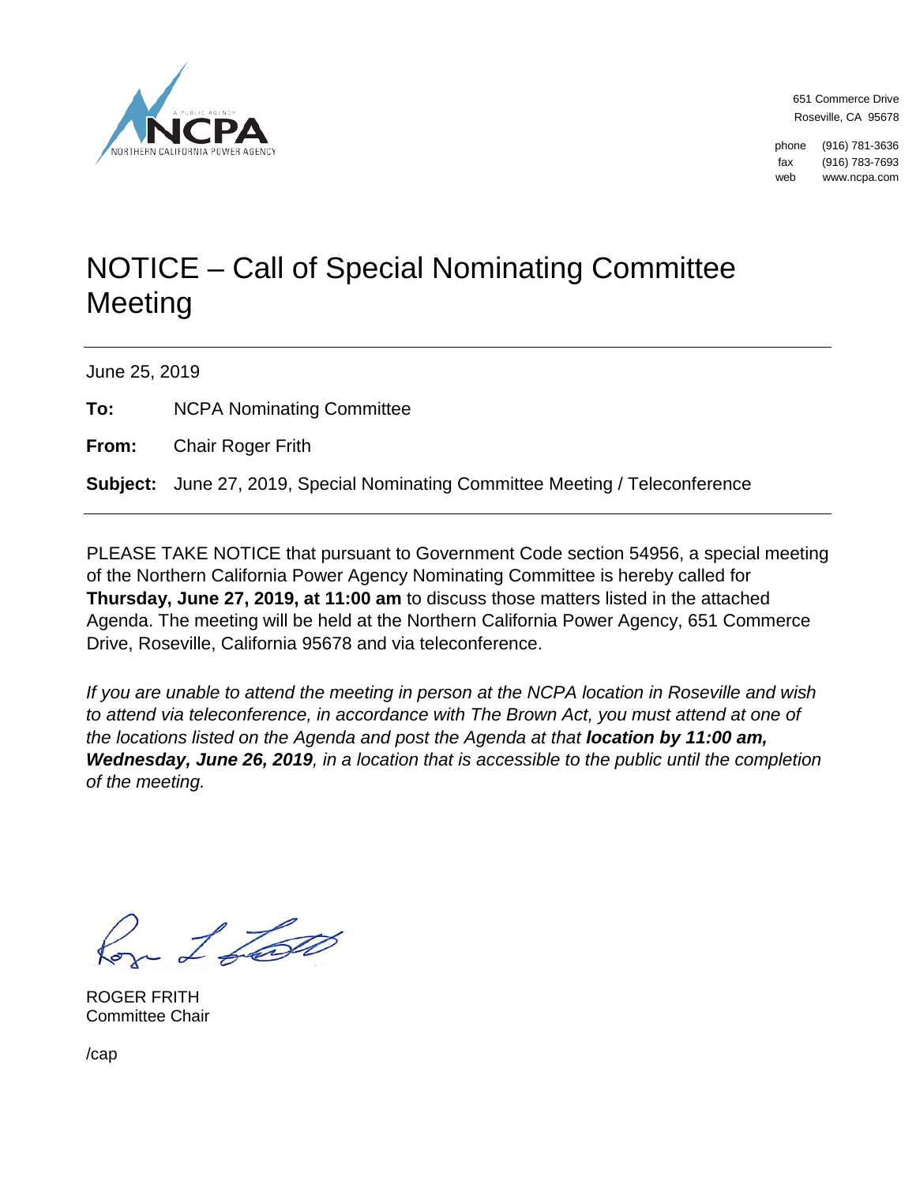NCPA
A PUBLIC AGENCY
NORTHERN CALIFORNIA POWER AGENCY

651 Commerce Drive
Roseville, CA 95678

phone (916) 781-3636
fax (916) 783-7693
web www.ncpa.com

# NOTICE – Call of Special Nominating Committee Meeting

June 25, 2019

**To:** NCPA Nominating Committee

**From:** Chair Roger Frith

**Subject:** June 27, 2019, Special Nominating Committee Meeting / Teleconference

PLEASE TAKE NOTICE that pursuant to Government Code section 54956, a special meeting of the Northern California Power Agency Nominating Committee is hereby called for **Thursday, June 27, 2019, at 11:00 am** to discuss those matters listed in the attached Agenda. The meeting will be held at the Northern California Power Agency, 651 Commerce Drive, Roseville, California 95678 and via teleconference.

*If you are unable to attend the meeting in person at the NCPA location in Roseville and wish to attend via teleconference, in accordance with The Brown Act, you must attend at one of the locations listed on the Agenda and post the Agenda at that **location by 11:00 am, Wednesday, June 26, 2019**, in a location that is accessible to the public until the completion of the meeting.*

ROGER FRITH
Committee Chair

/cap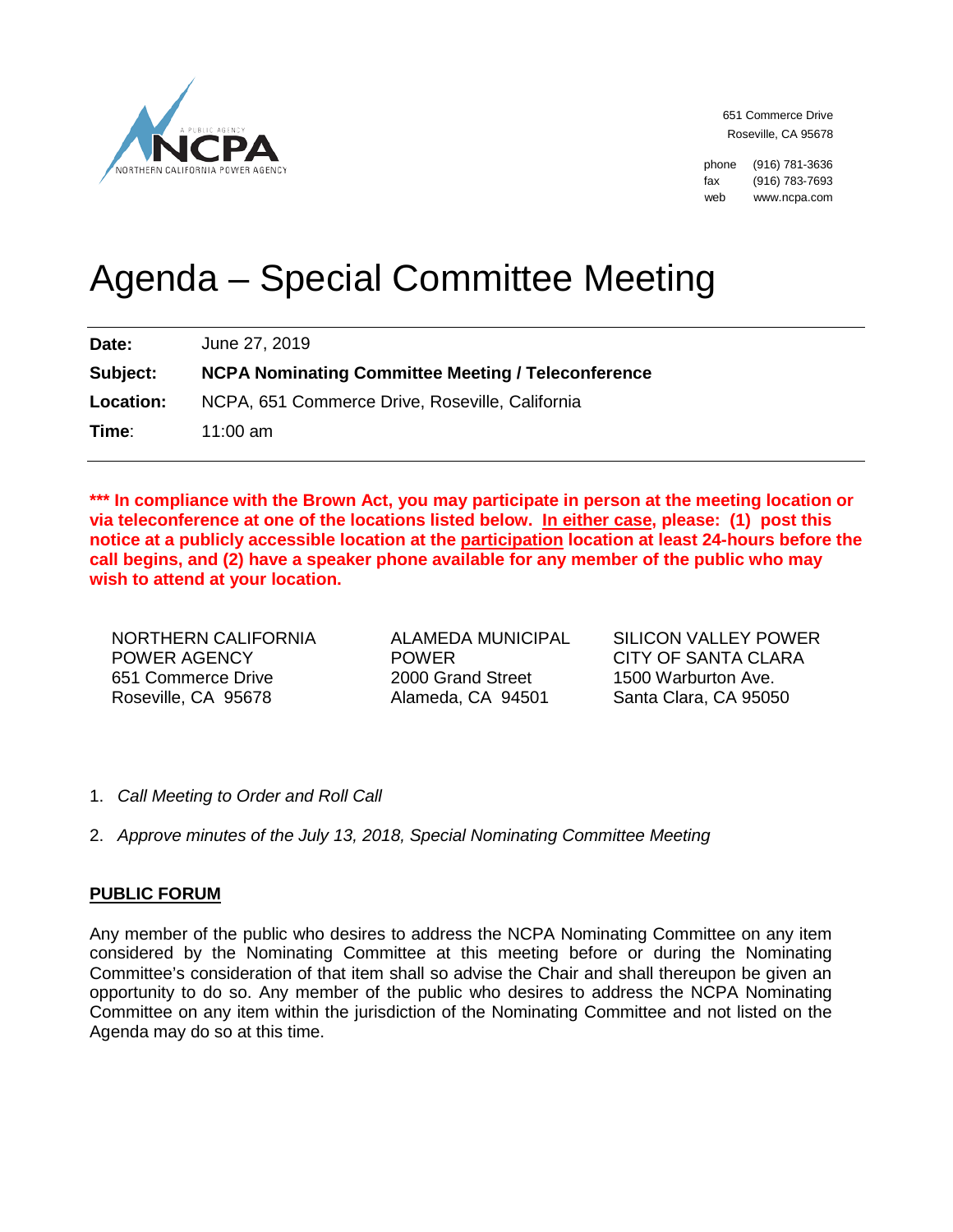NCPA

651 Commerce Drive
Roseville, CA 95678

phone (916) 781-3636
fax (916) 783-7693
web www.ncpa.com

# Agenda – Special Committee Meeting

**Date:** June 27, 2019

**Subject:** **NCPA Nominating Committee Meeting / Teleconference**

**Location:** NCPA, 651 Commerce Drive, Roseville, California

**Time**: 11:00 am

**\*\*\* In compliance with the Brown Act, you may participate in person at the meeting location or via teleconference at one of the locations listed below. In either case, please: (1) post this notice at a publicly accessible location at the participation location at least 24-hours before the call begins, and (2) have a speaker phone available for any member of the public who may wish to attend at your location.**

NORTHERN CALIFORNIA POWER AGENCY
651 Commerce Drive
Roseville, CA 95678

ALAMEDA MUNICIPAL POWER
2000 Grand Street
Alameda, CA 94501

SILICON VALLEY POWER
CITY OF SANTA CLARA
1500 Warburton Ave.
Santa Clara, CA 95050

1. *Call Meeting to Order and Roll Call*
2. *Approve minutes of the July 13, 2018, Special Nominating Committee Meeting*

## PUBLIC FORUM

Any member of the public who desires to address the NCPA Nominating Committee on any item considered by the Nominating Committee at this meeting before or during the Nominating Committee's consideration of that item shall so advise the Chair and shall thereupon be given an opportunity to do so. Any member of the public who desires to address the NCPA Nominating Committee on any item within the jurisdiction of the Nominating Committee and not listed on the Agenda may do so at this time.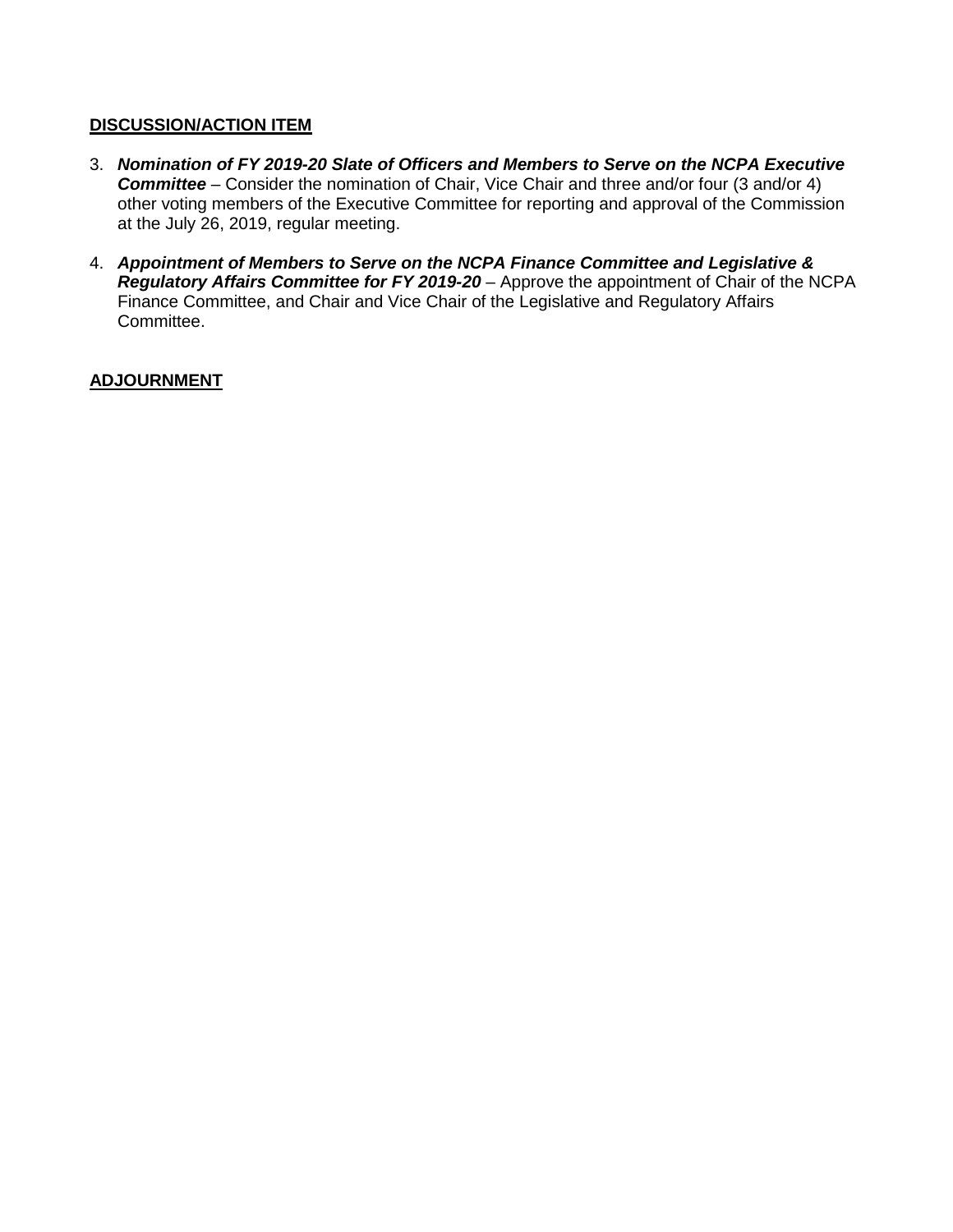**DISCUSSION/ACTION ITEM**

3. ***Nomination of FY 2019-20 Slate of Officers and Members to Serve on the NCPA Executive Committee*** – Consider the nomination of Chair, Vice Chair and three and/or four (3 and/or 4) other voting members of the Executive Committee for reporting and approval of the Commission at the July 26, 2019, regular meeting.

4. ***Appointment of Members to Serve on the NCPA Finance Committee and Legislative & Regulatory Affairs Committee for FY 2019-20*** – Approve the appointment of Chair of the NCPA Finance Committee, and Chair and Vice Chair of the Legislative and Regulatory Affairs Committee.

**ADJOURNMENT**